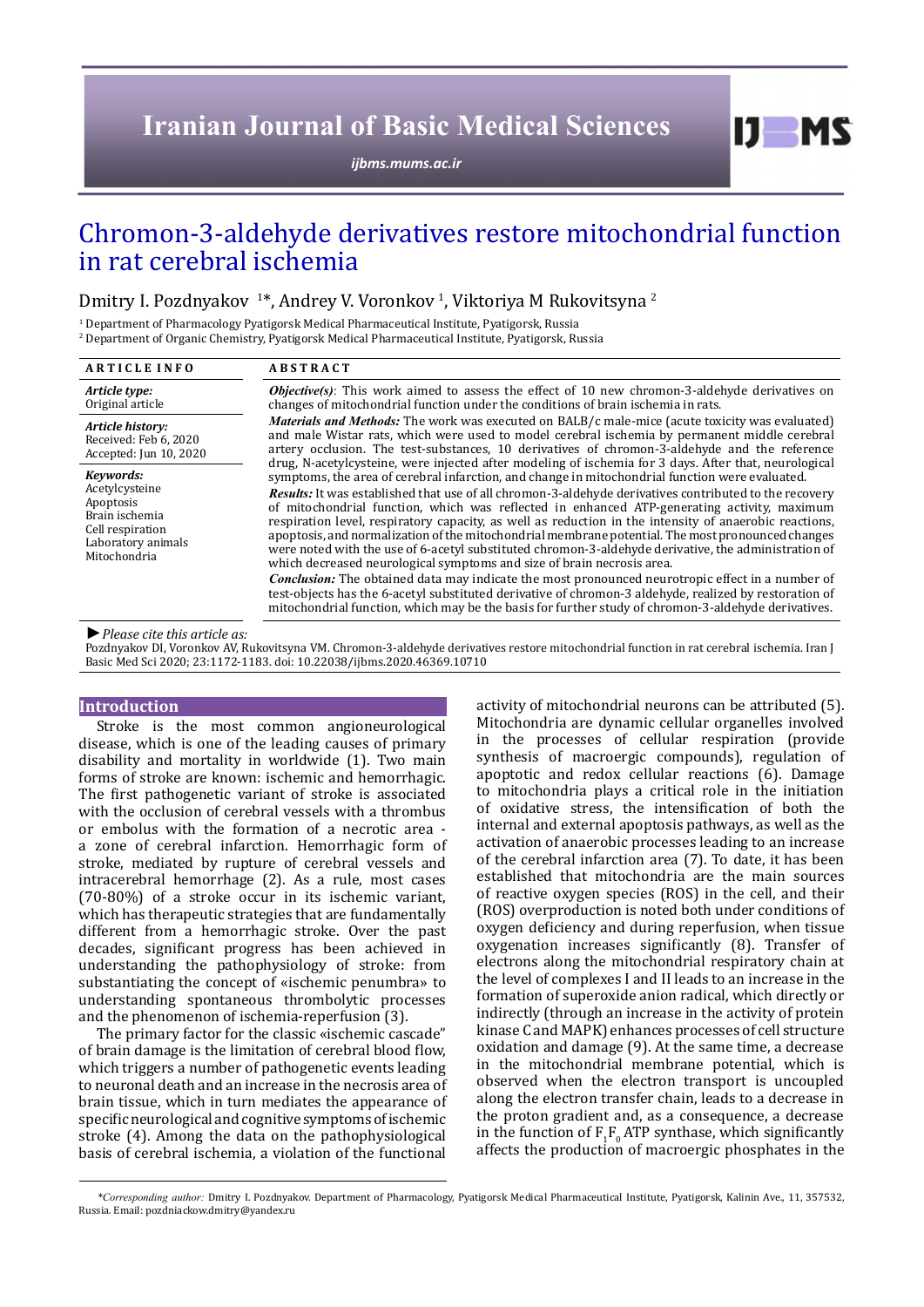Iranian Journal of Basic Medical Sciences

ijbms.mums.ac.ir

# Chromon-3-aldehyde derivatives restore mitochondrial function in rat cerebral ischemia

Dmitry I. Pozdnyakov [1]*, Andrey V. Voronkov [1], Viktoriya M Rukovitsyna [2]

[1] Department of Pharmacology Pyatigorsk Medical Pharmaceutical Institute, Pyatigorsk, Russia
[2] Department of Organic Chemistry, Pyatigorsk Medical Pharmaceutical Institute, Pyatigorsk, Russia

**ARTICLE INFO**

*Article type:*
Original article

*Article history:*
Received: Feb 6, 2020
Accepted: Jun 10, 2020

*Keywords:*
Acetylcysteine
Apoptosis
Brain ischemia
Cell respiration
Laboratory animals
Mitochondria

**ABSTRACT**

***Objective(s)***: This work aimed to assess the effect of 10 new chromon-3-aldehyde derivatives on changes of mitochondrial function under the conditions of brain ischemia in rats.

***Materials and Methods:*** The work was executed on BALB/c male-mice (acute toxicity was evaluated) and male Wistar rats, which were used to model cerebral ischemia by permanent middle cerebral artery occlusion. The test-substances, 10 derivatives of chromon-3-aldehyde and the reference drug, N-acetylcysteine, were injected after modeling of ischemia for 3 days. After that, neurological symptoms, the area of cerebral infarction, and change in mitochondrial function were evaluated.

***Results:*** It was established that use of all chromon-3-aldehyde derivatives contributed to the recovery of mitochondrial function, which was reflected in enhanced ATP-generating activity, maximum respiration level, respiratory capacity, as well as reduction in the intensity of anaerobic reactions, apoptosis, and normalization of the mitochondrial membrane potential. The most pronounced changes were noted with the use of 6-acetyl substituted chromon-3-aldehyde derivative, the administration of which decreased neurological symptoms and size of brain necrosis area.

***Conclusion:*** The obtained data may indicate the most pronounced neurotropic effect in a number of test-objects has the 6-acetyl substituted derivative of chromon-3 aldehyde, realized by restoration of mitochondrial function, which may be the basis for further study of chromon-3-aldehyde derivatives.

► *Please cite this article as:*
Pozdnyakov DI, Voronkov AV, Rukovitsyna VM. Chromon-3-aldehyde derivatives restore mitochondrial function in rat cerebral ischemia. Iran J Basic Med Sci 2020; 23:1172-1183. doi: 10.22038/ijbms.2020.46369.10710

## Introduction

Stroke is the most common angioneurological disease, which is one of the leading causes of primary disability and mortality in worldwide (1). Two main forms of stroke are known: ischemic and hemorrhagic. The first pathogenetic variant of stroke is associated with the occlusion of cerebral vessels with a thrombus or embolus with the formation of a necrotic area - a zone of cerebral infarction. Hemorrhagic form of stroke, mediated by rupture of cerebral vessels and intracerebral hemorrhage (2). As a rule, most cases (70-80%) of a stroke occur in its ischemic variant, which has therapeutic strategies that are fundamentally different from a hemorrhagic stroke. Over the past decades, significant progress has been achieved in understanding the pathophysiology of stroke: from substantiating the concept of «ischemic penumbra» to understanding spontaneous thrombolytic processes and the phenomenon of ischemia-reperfusion (3).

The primary factor for the classic «ischemic cascade" of brain damage is the limitation of cerebral blood flow, which triggers a number of pathogenetic events leading to neuronal death and an increase in the necrosis area of brain tissue, which in turn mediates the appearance of specific neurological and cognitive symptoms of ischemic stroke (4). Among the data on the pathophysiological basis of cerebral ischemia, a violation of the functional activity of mitochondrial neurons can be attributed (5). Mitochondria are dynamic cellular organelles involved in the processes of cellular respiration (provide synthesis of macroergic compounds), regulation of apoptotic and redox cellular reactions (6). Damage to mitochondria plays a critical role in the initiation of oxidative stress, the intensification of both the internal and external apoptosis pathways, as well as the activation of anaerobic processes leading to an increase of the cerebral infarction area (7). To date, it has been established that mitochondria are the main sources of reactive oxygen species (ROS) in the cell, and their (ROS) overproduction is noted both under conditions of oxygen deficiency and during reperfusion, when tissue oxygenation increases significantly (8). Transfer of electrons along the mitochondrial respiratory chain at the level of complexes I and II leads to an increase in the formation of superoxide anion radical, which directly or indirectly (through an increase in the activity of protein kinase C and MAPK) enhances processes of cell structure oxidation and damage (9). At the same time, a decrease in the mitochondrial membrane potential, which is observed when the electron transport is uncoupled along the electron transfer chain, leads to a decrease in the proton gradient and, as a consequence, a decrease in the function of $F_1F_0$ ATP synthase, which significantly affects the production of macroergic phosphates in the

*Corresponding author: Dmitry I. Pozdnyakov. Department of Pharmacology, Pyatigorsk Medical Pharmaceutical Institute, Pyatigorsk, Kalinin Ave., 11, 357532, Russia. Email: pozdniackow.dmitry@yandex.ru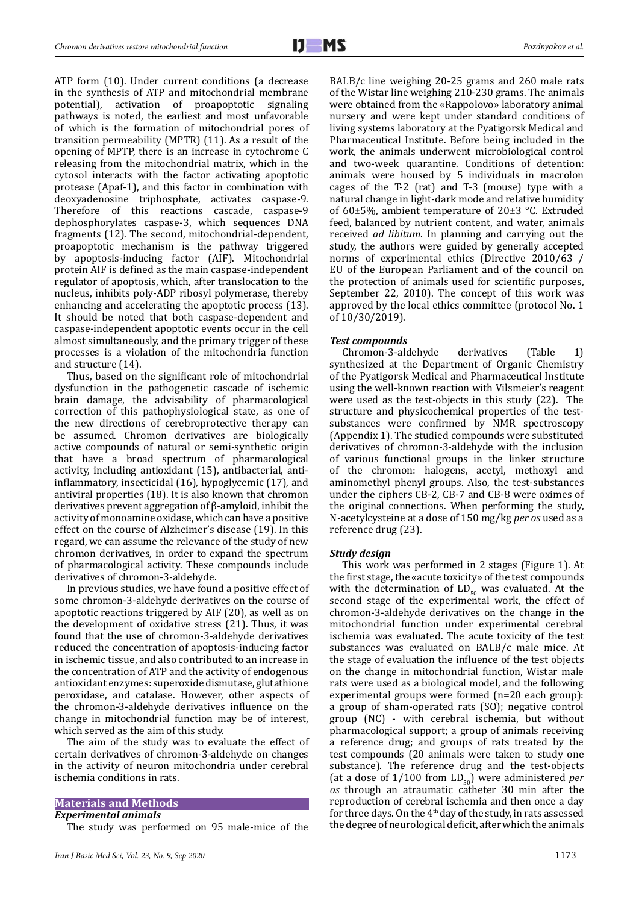ATP form (10). Under current conditions (a decrease in the synthesis of ATP and mitochondrial membrane potential), activation of proapoptotic signaling pathways is noted, the earliest and most unfavorable of which is the formation of mitochondrial pores of transition permeability (MPTR) (11). As a result of the opening of MPTP, there is an increase in cytochrome C releasing from the mitochondrial matrix, which in the cytosol interacts with the factor activating apoptotic protease (Apaf-1), and this factor in combination with deoxyadenosine triphosphate, activates caspase-9. Therefore of this reactions cascade, caspase-9 dephosphorylates caspase-3, which sequences DNA fragments (12). The second, mitochondrial-dependent, proapoptotic mechanism is the pathway triggered by apoptosis-inducing factor (AIF). Mitochondrial protein AIF is defined as the main caspase-independent regulator of apoptosis, which, after translocation to the nucleus, inhibits poly-ADP ribosyl polymerase, thereby enhancing and accelerating the apoptotic process (13). It should be noted that both caspase-dependent and caspase-independent apoptotic events occur in the cell almost simultaneously, and the primary trigger of these processes is a violation of the mitochondria function and structure (14).

Thus, based on the significant role of mitochondrial dysfunction in the pathogenetic cascade of ischemic brain damage, the advisability of pharmacological correction of this pathophysiological state, as one of the new directions of cerebroprotective therapy can be assumed. Chromon derivatives are biologically active compounds of natural or semi-synthetic origin that have a broad spectrum of pharmacological activity, including antioxidant (15), antibacterial, anti-inflammatory, insecticidal (16), hypoglycemic (17), and antiviral properties (18). It is also known that chromon derivatives prevent aggregation of β-amyloid, inhibit the activity of monoamine oxidase, which can have a positive effect on the course of Alzheimer's disease (19). In this regard, we can assume the relevance of the study of new chromon derivatives, in order to expand the spectrum of pharmacological activity. These compounds include derivatives of chromon-3-aldehyde.

In previous studies, we have found a positive effect of some chromon-3-aldehyde derivatives on the course of apoptotic reactions triggered by AIF (20), as well as on the development of oxidative stress (21). Thus, it was found that the use of chromon-3-aldehyde derivatives reduced the concentration of apoptosis-inducing factor in ischemic tissue, and also contributed to an increase in the concentration of ATP and the activity of endogenous antioxidant enzymes: superoxide dismutase, glutathione peroxidase, and catalase. However, other aspects of the chromon-3-aldehyde derivatives influence on the change in mitochondrial function may be of interest, which served as the aim of this study.

The aim of the study was to evaluate the effect of certain derivatives of chromon-3-aldehyde on changes in the activity of neuron mitochondria under cerebral ischemia conditions in rats.

## Materials and Methods

### *Experimental animals*

The study was performed on 95 male-mice of the BALB/c line weighing 20-25 grams and 260 male rats of the Wistar line weighing 210-230 grams. The animals were obtained from the «Rappolovo» laboratory animal nursery and were kept under standard conditions of living systems laboratory at the Pyatigorsk Medical and Pharmaceutical Institute. Before being included in the work, the animals underwent microbiological control and two-week quarantine. Conditions of detention: animals were housed by 5 individuals in macrolon cages of the T-2 (rat) and T-3 (mouse) type with a natural change in light-dark mode and relative humidity of 60±5%, ambient temperature of 20±3 °C. Extruded feed, balanced by nutrient content, and water, animals received *ad libitum*. In planning and carrying out the study, the authors were guided by generally accepted norms of experimental ethics (Directive 2010/63 / EU of the European Parliament and of the council on the protection of animals used for scientific purposes, September 22, 2010). The concept of this work was approved by the local ethics committee (protocol No. 1 of 10/30/2019).

### *Test compounds*

Chromon-3-aldehyde derivatives (Table 1) synthesized at the Department of Organic Chemistry of the Pyatigorsk Medical and Pharmaceutical Institute using the well-known reaction with Vilsmeier's reagent were used as the test-objects in this study (22). The structure and physicochemical properties of the test-substances were confirmed by NMR spectroscopy (Appendix 1). The studied compounds were substituted derivatives of chromon-3-aldehyde with the inclusion of various functional groups in the linker structure of the chromon: halogens, acetyl, methoxyl and aminomethyl phenyl groups. Also, the test-substances under the ciphers CB-2, CB-7 and CB-8 were oximes of the original connections. When performing the study, N-acetylcysteine at a dose of 150 mg/kg *per os* used as a reference drug (23).

### *Study design*

This work was performed in 2 stages (Figure 1). At the first stage, the «acute toxicity» of the test compounds with the determination of $LD_{50}$ was evaluated. At the second stage of the experimental work, the effect of chromon-3-aldehyde derivatives on the change in the mitochondrial function under experimental cerebral ischemia was evaluated. The acute toxicity of the test substances was evaluated on BALB/c male mice. At the stage of evaluation the influence of the test objects on the change in mitochondrial function, Wistar male rats were used as a biological model, and the following experimental groups were formed (n=20 each group): a group of sham-operated rats (SO); negative control group (NC) - with cerebral ischemia, but without pharmacological support; a group of animals receiving a reference drug; and groups of rats treated by the test compounds (20 animals were taken to study one substance). The reference drug and the test-objects (at a dose of 1/100 from $LD_{50}$) were administered *per os* through an atraumatic catheter 30 min after the reproduction of cerebral ischemia and then once a day for three days. On the 4th day of the study, in rats assessed the degree of neurological deficit, after which the animals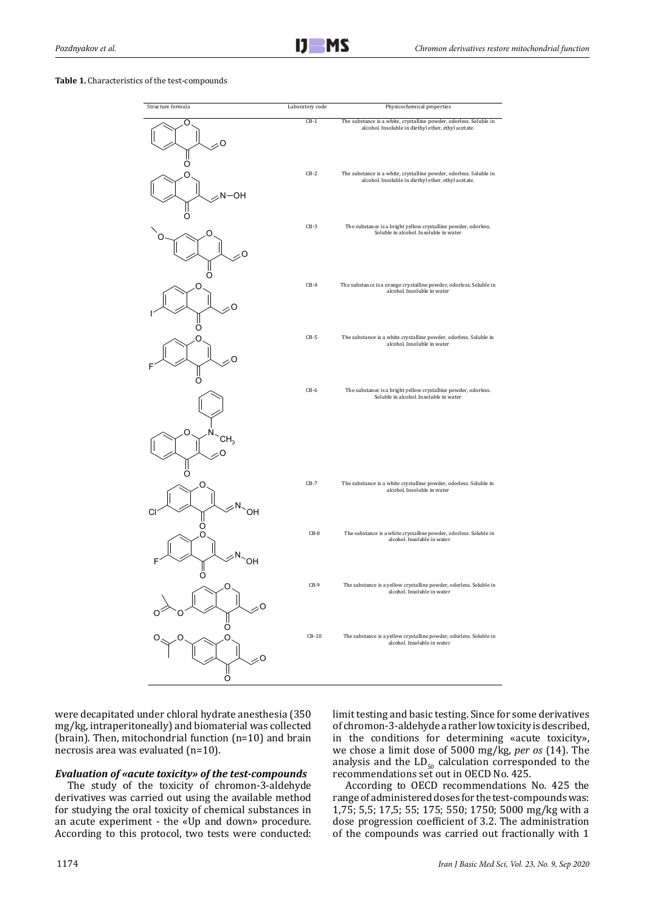**Table 1.** Characteristics of the test-compounds

| Structure formula | Laboratory code | Physicochemical properties |
|---|---|---|
| | CB-1 | The substance is a white, crystalline powder, odorless. Soluble in alcohol. Insoluble in diethyl ether, ethyl acetate. |
| | CB-2 | The substance is a white, crystalline powder, odorless. Soluble in alcohol. Insoluble in diethyl ether, ethyl acetate. |
| | CB-3 | The substance is a bright yellow crystalline powder, odorless. Soluble in alcohol. Insoluble in water |
| | CB-4 | The substance is a orange crystalline powder, odorless. Soluble in alcohol. Insoluble in water |
| | CB-5 | The substance is a white crystalline powder, odorless. Soluble in alcohol. Insoluble in water |
| | CB-6 | The substance is a bright yellow crystalline powder, odorless. Soluble in alcohol. Insoluble in water |
| | CB-7 | The substance is a white crystalline powder, odorless. Soluble in alcohol. Insoluble in water |
| | CB-8 | The substance is a white crystalline powder, odorless. Soluble in alcohol. Insoluble in water |
| | CB-9 | The substance is a yellow crystalline powder, odorless. Soluble in alcohol. Insoluble in water |
| | CB-10 | The substance is a yellow crystalline powder, odorless. Soluble in alcohol. Insoluble in water |

were decapitated under chloral hydrate anesthesia (350 mg/kg, intraperitoneally) and biomaterial was collected (brain). Then, mitochondrial function (n=10) and brain necrosis area was evaluated (n=10).

### *Evaluation of «acute toxicity» of the test-compounds*

The study of the toxicity of chromon-3-aldehyde derivatives was carried out using the available method for studying the oral toxicity of chemical substances in an acute experiment - the «Up and down» procedure. According to this protocol, two tests were conducted: limit testing and basic testing. Since for some derivatives of chromon-3-aldehyde a rather low toxicity is described, in the conditions for determining «acute toxicity», we chose a limit dose of 5000 mg/kg, *per os* (14). The analysis and the $LD_{50}$ calculation corresponded to the recommendations set out in OECD No. 425.

According to OECD recommendations No. 425 the range of administered doses for the test-compounds was: 1,75; 5,5; 17,5; 55; 175; 550; 1750; 5000 mg/kg with a dose progression coefficient of 3.2. The administration of the compounds was carried out fractionally with 1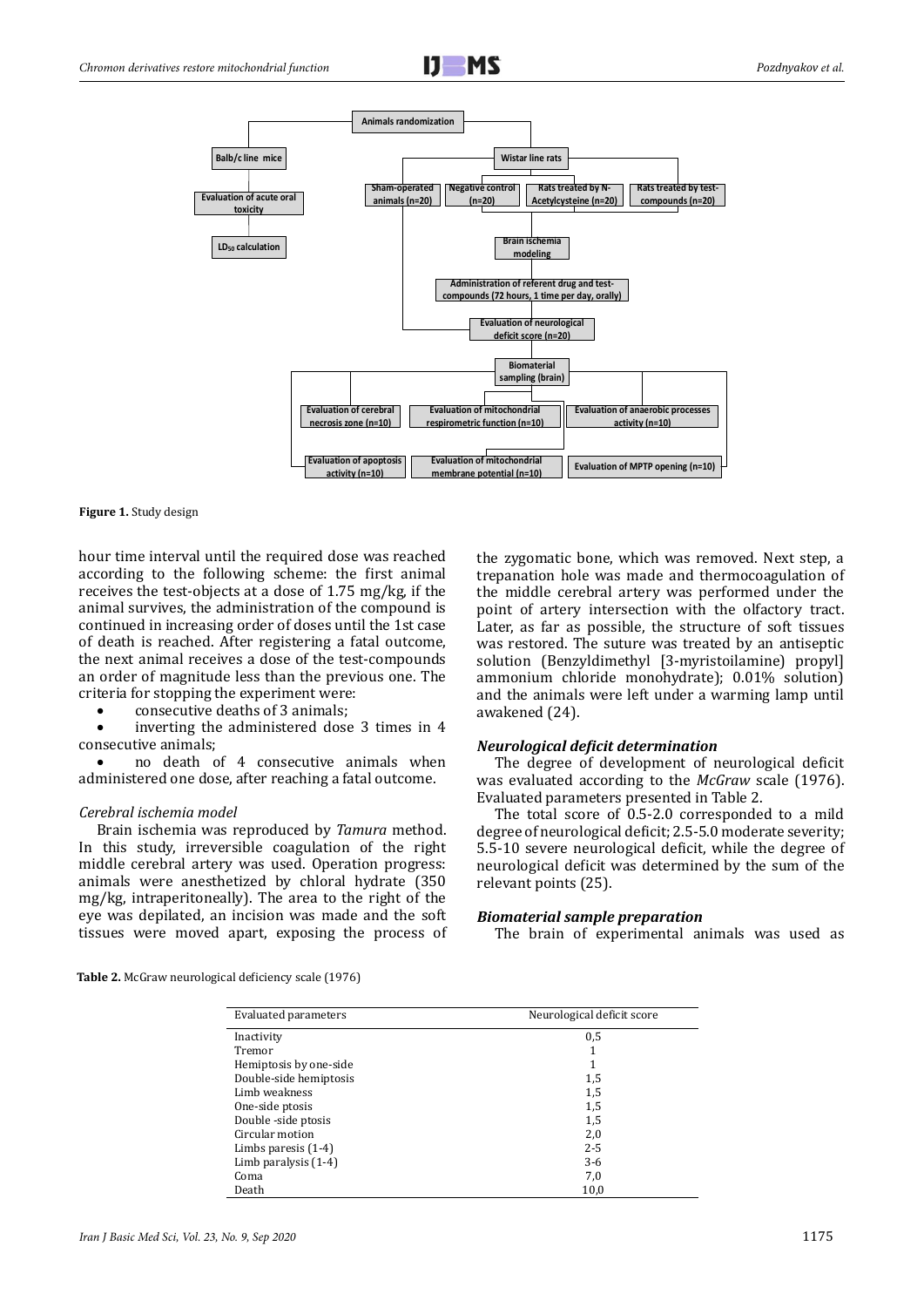**Figure 1.** Study design

hour time interval until the required dose was reached according to the following scheme: the first animal receives the test-objects at a dose of 1.75 mg/kg, if the animal survives, the administration of the compound is continued in increasing order of doses until the 1st case of death is reached. After registering a fatal outcome, the next animal receives a dose of the test-compounds an order of magnitude less than the previous one. The criteria for stopping the experiment were:

- consecutive deaths of 3 animals;
- inverting the administered dose 3 times in 4 consecutive animals;
- no death of 4 consecutive animals when administered one dose, after reaching a fatal outcome.

### *Cerebral ischemia model*

Brain ischemia was reproduced by *Tamura* method. In this study, irreversible coagulation of the right middle cerebral artery was used. Operation progress: animals were anesthetized by chloral hydrate (350 mg/kg, intraperitoneally). The area to the right of the eye was depilated, an incision was made and the soft tissues were moved apart, exposing the process of the zygomatic bone, which was removed. Next step, a trepanation hole was made and thermocoagulation of the middle cerebral artery was performed under the point of artery intersection with the olfactory tract. Later, as far as possible, the structure of soft tissues was restored. The suture was treated by an antiseptic solution (Benzyldimethyl [3-myristoilamine) propyl] ammonium chloride monohydrate); 0.01% solution) and the animals were left under a warming lamp until awakened (24).

### *Neurological deficit determination*

The degree of development of neurological deficit was evaluated according to the *McGraw* scale (1976). Evaluated parameters presented in Table 2.

The total score of 0.5-2.0 corresponded to a mild degree of neurological deficit; 2.5-5.0 moderate severity; 5.5-10 severe neurological deficit, while the degree of neurological deficit was determined by the sum of the relevant points (25).

### *Biomaterial sample preparation*

The brain of experimental animals was used as

**Table 2.** McGraw neurological deficiency scale (1976)

| Evaluated parameters | Neurological deficit score |
|---|---|
| Inactivity | 0,5 |
| Tremor | 1 |
| Hemiptosis by one-side | 1 |
| Double-side hemiptosis | 1,5 |
| Limb weakness | 1,5 |
| One-side ptosis | 1,5 |
| Double -side ptosis | 1,5 |
| Circular motion | 2,0 |
| Limbs paresis (1-4) | 2-5 |
| Limb paralysis (1-4) | 3-6 |
| Coma | 7,0 |
| Death | 10,0 |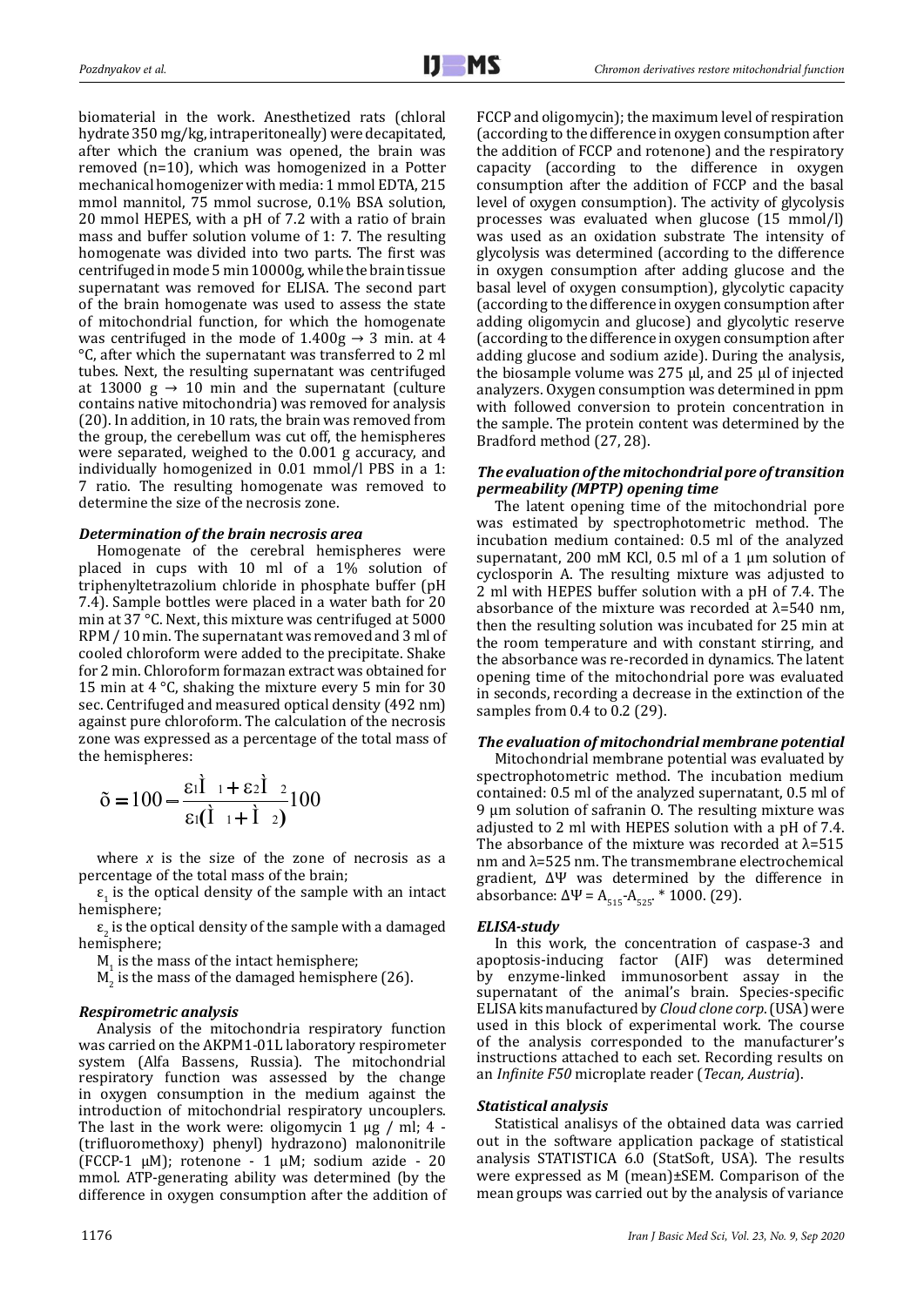biomaterial in the work. Anesthetized rats (chloral hydrate 350 mg/kg, intraperitoneally) were decapitated, after which the cranium was opened, the brain was removed (n=10), which was homogenized in a Potter mechanical homogenizer with media: 1 mmol EDTA, 215 mmol mannitol, 75 mmol sucrose, 0.1% BSA solution, 20 mmol HEPES, with a pH of 7.2 with a ratio of brain mass and buffer solution volume of 1: 7. The resulting homogenate was divided into two parts. The first was centrifuged in mode 5 min 10000g, while the brain tissue supernatant was removed for ELISA. The second part of the brain homogenate was used to assess the state of mitochondrial function, for which the homogenate was centrifuged in the mode of 1.400g → 3 min. at 4 °C, after which the supernatant was transferred to 2 ml tubes. Next, the resulting supernatant was centrifuged at 13000 g → 10 min and the supernatant (culture contains native mitochondria) was removed for analysis (20). In addition, in 10 rats, the brain was removed from the group, the cerebellum was cut off, the hemispheres were separated, weighed to the 0.001 g accuracy, and individually homogenized in 0.01 mmol/l PBS in a 1: 7 ratio. The resulting homogenate was removed to determine the size of the necrosis zone.

### *Determination of the brain necrosis area*

Homogenate of the cerebral hemispheres were placed in cups with 10 ml of a 1% solution of triphenyltetrazolium chloride in phosphate buffer (pH 7.4). Sample bottles were placed in a water bath for 20 min at 37 °C. Next, this mixture was centrifuged at 5000 RPM / 10 min. The supernatant was removed and 3 ml of cooled chloroform were added to the precipitate. Shake for 2 min. Chloroform formazan extract was obtained for 15 min at 4 °C, shaking the mixture every 5 min for 30 sec. Centrifuged and measured optical density (492 nm) against pure chloroform. The calculation of the necrosis zone was expressed as a percentage of the total mass of the hemispheres:

$$x = 100 - \frac{\varepsilon_1 M_1 + \varepsilon_2 M_2}{\varepsilon_1 (M_1 + M_2)} 100$$

where *x* is the size of the zone of necrosis as a percentage of the total mass of the brain;

$\varepsilon_1$ is the optical density of the sample with an intact hemisphere;

$\varepsilon_2$ is the optical density of the sample with a damaged hemisphere;

$M_1$ is the mass of the intact hemisphere;

$M_2$ is the mass of the damaged hemisphere (26).

### *Respirometric analysis*

Analysis of the mitochondria respiratory function was carried out on the AKPM1-01L laboratory respirometer system (Alfa Bassens, Russia). The mitochondrial respiratory function was assessed by the change in oxygen consumption in the medium against the introduction of mitochondrial respiratory uncouplers. The last in the work were: oligomycin 1 µg / ml; 4 - (trifluoromethoxy) phenyl) hydrazono) malononitrile (FCCP-1 µM); rotenone - 1 µM; sodium azide - 20 mmol. ATP-generating ability was determined (by the difference in oxygen consumption after the addition of FCCP and oligomycin); the maximum level of respiration (according to the difference in oxygen consumption after the addition of FCCP and rotenone) and the respiratory capacity (according to the difference in oxygen consumption after the addition of FCCP and the basal level of oxygen consumption). The activity of glycolysis processes was evaluated when glucose (15 mmol/l) was used as an oxidation substrate The intensity of glycolysis was determined (according to the difference in oxygen consumption after adding glucose and the basal level of oxygen consumption), glycolytic capacity (according to the difference in oxygen consumption after adding oligomycin and glucose) and glycolytic reserve (according to the difference in oxygen consumption after adding glucose and sodium azide). During the analysis, the biosample volume was 275 µl, and 25 µl of injected analyzers. Oxygen consumption was determined in ppm with followed conversion to protein concentration in the sample. The protein content was determined by the Bradford method (27, 28).

### *The evaluation of the mitochondrial pore of transition permeability (MPTP) opening time*

The latent opening time of the mitochondrial pore was estimated by spectrophotometric method. The incubation medium contained: 0.5 ml of the analyzed supernatant, 200 mM KCl, 0.5 ml of a 1 µm solution of cyclosporin A. The resulting mixture was adjusted to 2 ml with HEPES buffer solution with a pH of 7.4. The absorbance of the mixture was recorded at λ=540 nm, then the resulting solution was incubated for 25 min at the room temperature and with constant stirring, and the absorbance was re-recorded in dynamics. The latent opening time of the mitochondrial pore was evaluated in seconds, recording a decrease in the extinction of the samples from 0.4 to 0.2 (29).

### *The evaluation of mitochondrial membrane potential*

Mitochondrial membrane potential was evaluated by spectrophotometric method. The incubation medium contained: 0.5 ml of the analyzed supernatant, 0.5 ml of 9 µm solution of safranin O. The resulting mixture was adjusted to 2 ml with HEPES solution with a pH of 7.4. The absorbance of the mixture was recorded at λ=515 nm and λ=525 nm. The transmembrane electrochemical gradient, ΔΨ was determined by the difference in absorbance: $\Delta\Psi = A_{515}-A_{525} * 1000$. (29).

### *ELISA-study*

In this work, the concentration of caspase-3 and apoptosis-inducing factor (AIF) was determined by enzyme-linked immunosorbent assay in the supernatant of the animal's brain. Species-specific ELISA kits manufactured by *Cloud clone corp*. (USA) were used in this block of experimental work. The course of the analysis corresponded to the manufacturer's instructions attached to each set. Recording results on an *Infinite F50* microplate reader (*Tecan, Austria*).

### *Statistical analysis*

Statistical analisys of the obtained data was carried out in the software application package of statistical analysis STATISTICA 6.0 (StatSoft, USA). The results were expressed as M (mean)±SEM. Comparison of the mean groups was carried out by the analysis of variance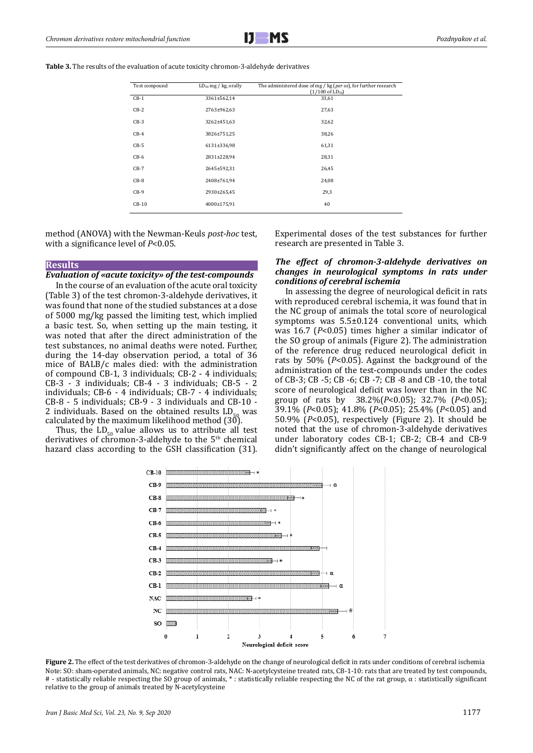**Table 3.** The results of the evaluation of acute toxicity chromon-3-aldehyde derivatives

| Test compound | $LD_{50}$ mg / kg, orally | The administered dose of mg / kg (*per os*), for further research (1/100 of $LD_{50}$) |
|---|---|---|
| CB-1 | 3361±562,14 | 33,61 |
| CB-2 | 2763±962,63 | 27,63 |
| CB-3 | 3262±451,63 | 32,62 |
| CB-4 | 3826±751,25 | 38,26 |
| CB-5 | 6131±336,98 | 61,31 |
| CB-6 | 2831±228,94 | 28,31 |
| CB-7 | 2645±592,31 | 26,45 |
| CB-8 | 2408±761,94 | 24,08 |
| CB-9 | 2930±265,45 | 29,3 |
| CB-10 | 4000±175,91 | 40 |

method (ANOVA) with the Newman-Keuls *post-hoc* test, with a significance level of $P<0.05$.

## Results

### *Evaluation of «acute toxicity» of the test-compounds*

In the course of an evaluation of the acute oral toxicity (Table 3) of the test chromon-3-aldehyde derivatives, it was found that none of the studied substances at a dose of 5000 mg/kg passed the limiting test, which implied a basic test. So, when setting up the main testing, it was noted that after the direct administration of the test substances, no animal deaths were noted. Further, during the 14-day observation period, a total of 36 mice of BALB/c males died: with the administration of compound CB-1, 3 individuals; CB-2 - 4 individuals; CB-3 - 3 individuals; CB-4 - 3 individuals; CB-5 - 2 individuals; CB-6 - 4 individuals; CB-7 - 4 individuals; CB-8 - 5 individuals; CB-9 - 3 individuals and CB-10 - 2 individuals. Based on the obtained results $LD_{50}$ was calculated by the maximum likelihood method (30).

Thus, the $LD_{50}$ value allows us to attribute all test derivatives of chromon-3-aldehyde to the 5th chemical hazard class according to the GSH classification (31). Experimental doses of the test substances for further research are presented in Table 3.

### *The effect of chromon-3-aldehyde derivatives on changes in neurological symptoms in rats under conditions of cerebral ischemia*

In assessing the degree of neurological deficit in rats with reproduced cerebral ischemia, it was found that in the NC group of animals the total score of neurological symptoms was 5.5±0.124 conventional units, which was 16.7 ($P<0.05$) times higher a similar indicator of the SO group of animals (Figure 2). The administration of the reference drug reduced neurological deficit in rats by 50% ($P<0.05$). Against the background of the administration of the test-compounds under the codes of CB-3; CB -5; CB -6; CB -7; CB -8 and CB -10, the total score of neurological deficit was lower than in the NC group of rats by 38.2%($P<0.05$); 32.7% ($P<0.05$); 39.1% ($P<0.05$); 41.8% ($P<0.05$); 25.4% ($P<0.05$) and 50.9% ($P<0.05$), respectively (Figure 2). It should be noted that the use of chromon-3-aldehyde derivatives under laboratory codes CB-1; CB-2; CB-4 and CB-9 didn't significantly affect on the change of neurological

**Figure 2.** The effect of the test derivatives of chromon-3-aldehyde on the change of neurological deficit in rats under conditions of cerebral ischemia
Note: SO: sham-operated animals, NC: negative control rats, NAC: N-acetylcysteine treated rats, CB-1-10: rats that are treated by test compounds, # - statistically reliable respecting the SO group of animals, * : statistically reliable respecting the NC of the rat group, α : statistically significant relative to the group of animals treated by N-acetylcysteine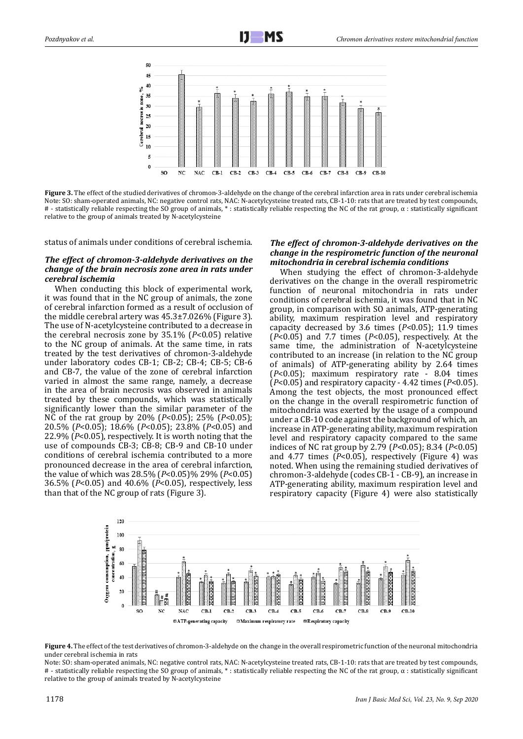**Figure 3.** The effect of the studied derivatives of chromon-3-aldehyde on the change of the cerebral infarction area in rats under cerebral ischemia
Note: SO: sham-operated animals, NC: negative control rats, NAC: N-acetylcysteine treated rats, CB-1-10: rats that are treated by test compounds, # - statistically reliable respecting the SO group of animals, * : statistically reliable respecting the NC of the rat group, α : statistically significant relative to the group of animals treated by N-acetylcysteine

status of animals under conditions of cerebral ischemia.

### *The effect of chromon-3-aldehyde derivatives on the change of the brain necrosis zone area in rats under cerebral ischemia*

When conducting this block of experimental work, it was found that in the NC group of animals, the zone of cerebral infarction formed as a result of occlusion of the middle cerebral artery was 45.3±7.026% (Figure 3). The use of N-acetylcysteine contributed to a decrease in the cerebral necrosis zone by 35.1% ($P<0.05$) relative to the NC group of animals. At the same time, in rats treated by the test derivatives of chromon-3-aldehyde under laboratory codes CB-1; CB-2; CB-4; CB-5; CB-6 and CB-7, the value of the zone of cerebral infarction varied in almost the same range, namely, a decrease in the area of brain necrosis was observed in animals treated by these compounds, which was statistically significantly lower than the similar parameter of the NC of the rat group by 20% ($P<0.05$); 25% ($P<0.05$); 20.5% ($P<0.05$); 18.6% ($P<0.05$); 23.8% ($P<0.05$) and 22.9% ($P<0.05$), respectively. It is worth noting that the use of compounds CB-3; CB-8; CB-9 and CB-10 under conditions of cerebral ischemia contributed to a more pronounced decrease in the area of cerebral infarction, the value of which was 28.5% ($P<0.05$)% 29% ($P<0.05$) 36.5% ($P<0.05$) and 40.6% ($P<0.05$), respectively, less than that of the NC group of rats (Figure 3).

### *The effect of chromon-3-aldehyde derivatives on the change in the respirometric function of the neuronal mitochondria in cerebral ischemia conditions*

When studying the effect of chromon-3-aldehyde derivatives on the change in the overall respirometric function of neuronal mitochondria in rats under conditions of cerebral ischemia, it was found that in NC group, in comparison with SO animals, ATP-generating ability, maximum respiration level and respiratory capacity decreased by 3.6 times ($P<0.05$); 11.9 times ($P<0.05$) and 7.7 times ($P<0.05$), respectively. At the same time, the administration of N-acetylcysteine contributed to an increase (in relation to the NC group of animals) of ATP-generating ability by 2.64 times ($P<0.05$); maximum respiratory rate - 8.04 times ($P<0.05$) and respiratory capacity - 4.42 times ($P<0.05$). Among the test objects, the most pronounced effect on the change in the overall respirometric function of mitochondria was exerted by the usage of a compound under a CB-10 code against the background of which, an increase in ATP-generating ability, maximum respiration level and respiratory capacity compared to the same indices of NC rat group by 2.79 ($P<0.05$); 8.34 ($P<0.05$) and 4.77 times ($P<0.05$), respectively (Figure 4) was noted. When using the remaining studied derivatives of chromon-3-aldehyde (codes CB-1 - CB-9), an increase in ATP-generating ability, maximum respiration level and respiratory capacity (Figure 4) were also statistically

**Figure 4.** The effect of the test derivatives of chromon-3-aldehyde on the change in the overall respirometric function of the neuronal mitochondria under cerebral ischemia in rats
Note: SO: sham-operated animals, NC: negative control rats, NAC: N-acetylcysteine treated rats, CB-1-10: rats that are treated by test compounds, # - statistically reliable respecting the SO group of animals, * : statistically reliable respecting the NC of the rat group, α : statistically significant relative to the group of animals treated by N-acetylcysteine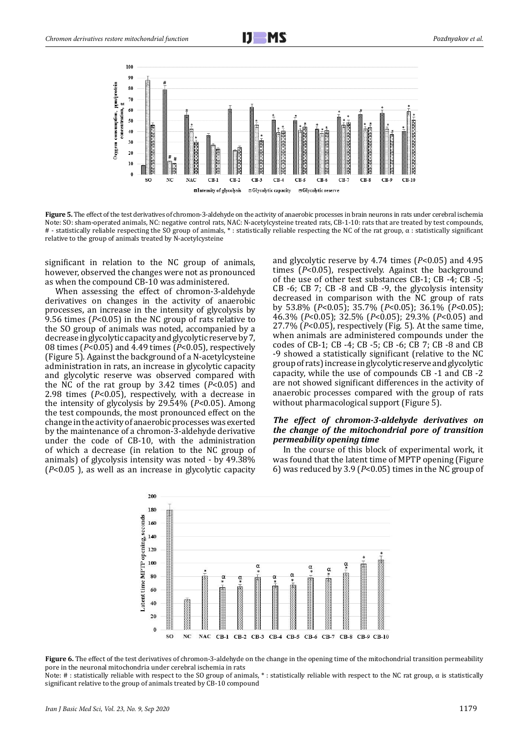**Figure 5.** The effect of the test derivatives of chromon-3-aldehyde on the activity of anaerobic processes in brain neurons in rats under cerebral ischemia
Note: SO: sham-operated animals, NC: negative control rats, NAC: N-acetylcysteine treated rats, CB-1-10: rats that are treated by test compounds, # - statistically reliable respecting the SO group of animals, * : statistically reliable respecting the NC of the rat group, α : statistically significant relative to the group of animals treated by N-acetylcysteine

significant in relation to the NC group of animals, however, observed the changes were not as pronounced as when the compound CB-10 was administered.

When assessing the effect of chromon-3-aldehyde derivatives on changes in the activity of anaerobic processes, an increase in the intensity of glycolysis by 9.56 times ($P$<0.05) in the NC group of rats relative to the SO group of animals was noted, accompanied by a decrease in glycolytic capacity and glycolytic reserve by 7, 08 times ($P$<0.05) and 4.49 times ($P$<0.05), respectively (Figure 5). Against the background of a N-acetylcysteine administration in rats, an increase in glycolytic capacity and glycolytic reserve was observed compared with the NC of the rat group by 3.42 times ($P$<0.05) and 2.98 times ($P$<0.05), respectively, with a decrease in the intensity of glycolysis by 29.54% ($P$<0.05). Among the test compounds, the most pronounced effect on the change in the activity of anaerobic processes was exerted by the maintenance of a chromon-3-aldehyde derivative under the code of CB-10, with the administration of which a decrease (in relation to the NC group of animals) of glycolysis intensity was noted - by 49.38% ($P$<0.05 ), as well as an increase in glycolytic capacity and glycolytic reserve by 4.74 times ($P$<0.05) and 4.95 times ($P$<0.05), respectively. Against the background of the use of other test substances CB-1; CB -4; CB -5; CB -6; CB 7; CB -8 and CB -9, the glycolysis intensity decreased in comparison with the NC group of rats by 53.8% ($P$<0.05); 35.7% ($P$<0.05); 36.1% ($P$<0.05); 46.3% ($P$<0.05); 32.5% ($P$<0.05); 29.3% ($P$<0.05) and 27.7% ($P$<0.05), respectively (Fig. 5). At the same time, when animals are administered compounds under the codes of CB-1; CB -4; CB -5; CB -6; CB 7; CB -8 and CB -9 showed a statistically significant (relative to the NC group of rats) increase in glycolytic reserve and glycolytic capacity, while the use of compounds CB -1 and CB -2 are not showed significant differences in the activity of anaerobic processes compared with the group of rats without pharmacological support (Figure 5).

### *The effect of chromon-3-aldehyde derivatives on the change of the mitochondrial pore of transition permeability opening time*

In the course of this block of experimental work, it was found that the latent time of MPTP opening (Figure 6) was reduced by 3.9 ($P$<0.05) times in the NC group of

**Figure 6.** The effect of the test derivatives of chromon-3-aldehyde on the change in the opening time of the mitochondrial transition permeability pore in the neuronal mitochondria under cerebral ischemia in rats
Note: # : statistically reliable with respect to the SO group of animals, * : statistically reliable with respect to the NC rat group, α is statistically significant relative to the group of animals treated by CB-10 compound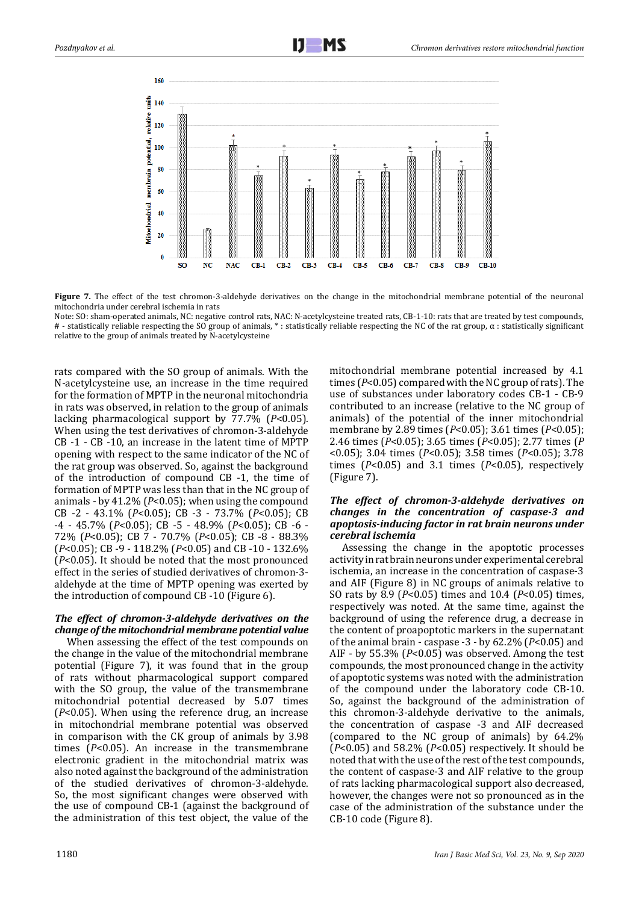**Figure 7.** The effect of the test chromon-3-aldehyde derivatives on the change in the mitochondrial membrane potential of the neuronal mitochondria under cerebral ischemia in rats

Note: SO: sham-operated animals, NC: negative control rats, NAC: N-acetylcysteine treated rats, CB-1-10: rats that are treated by test compounds, # - statistically reliable respecting the SO group of animals, * : statistically reliable respecting the NC of the rat group, α : statistically significant relative to the group of animals treated by N-acetylcysteine

rats compared with the SO group of animals. With the N-acetylcysteine use, an increase in the time required for the formation of MPTP in the neuronal mitochondria in rats was observed, in relation to the group of animals lacking pharmacological support by 77.7% ($P$<0.05). When using the test derivatives of chromon-3-aldehyde CB -1 - CB -10, an increase in the latent time of MPTP opening with respect to the same indicator of the NC of the rat group was observed. So, against the background of the introduction of compound CB -1, the time of formation of MPTP was less than that in the NC group of animals - by 41.2% ($P$<0.05); when using the compound CB -2 - 43.1% ($P$<0.05); CB -3 - 73.7% ($P$<0.05); CB -4 - 45.7% ($P$<0.05); CB -5 - 48.9% ($P$<0.05); CB -6 - 72% ($P$<0.05); CB 7 - 70.7% ($P$<0.05); CB -8 - 88.3% ($P$<0.05); CB -9 - 118.2% ($P$<0.05) and CB -10 - 132.6% ($P$<0.05). It should be noted that the most pronounced effect in the series of studied derivatives of chromon-3-aldehyde at the time of MPTP opening was exerted by the introduction of compound CB -10 (Figure 6).

### *The effect of chromon-3-aldehyde derivatives on the change of the mitochondrial membrane potential value*

When assessing the effect of the test compounds on the change in the value of the mitochondrial membrane potential (Figure 7), it was found that in the group of rats without pharmacological support compared with the SO group, the value of the transmembrane mitochondrial potential decreased by 5.07 times ($P$<0.05). When using the reference drug, an increase in mitochondrial membrane potential was observed in comparison with the CK group of animals by 3.98 times ($P$<0.05). An increase in the transmembrane electronic gradient in the mitochondrial matrix was also noted against the background of the administration of the studied derivatives of chromon-3-aldehyde. So, the most significant changes were observed with the use of compound CB-1 (against the background of the administration of this test object, the value of the mitochondrial membrane potential increased by 4.1 times ($P$<0.05) compared with the NC group of rats). The use of substances under laboratory codes CB-1 - CB-9 contributed to an increase (relative to the NC group of animals) of the potential of the inner mitochondrial membrane by 2.89 times ($P$<0.05); 3.61 times ($P$<0.05); 2.46 times ($P$<0.05); 3.65 times ($P$<0.05); 2.77 times ($P$ <0.05); 3.04 times ($P$<0.05); 3.58 times ($P$<0.05); 3.78 times ($P$<0.05) and 3.1 times ($P$<0.05), respectively (Figure 7).

### *The effect of chromon-3-aldehyde derivatives on changes in the concentration of caspase-3 and apoptosis-inducing factor in rat brain neurons under cerebral ischemia*

Assessing the change in the apoptotic processes activity in rat brain neurons under experimental cerebral ischemia, an increase in the concentration of caspase-3 and AIF (Figure 8) in NC groups of animals relative to SO rats by 8.9 ($P$<0.05) times and 10.4 ($P$<0.05) times, respectively was noted. At the same time, against the background of using the reference drug, a decrease in the content of proapoptotic markers in the supernatant of the animal brain - caspase -3 - by 62.2% ($P$<0.05) and AIF - by 55.3% ($P$<0.05) was observed. Among the test compounds, the most pronounced change in the activity of apoptotic systems was noted with the administration of the compound under the laboratory code CB-10. So, against the background of the administration of this chromon-3-aldehyde derivative to the animals, the concentration of caspase -3 and AIF decreased (compared to the NC group of animals) by 64.2% ($P$<0.05) and 58.2% ($P$<0.05) respectively. It should be noted that with the use of the rest of the test compounds, the content of caspase-3 and AIF relative to the group of rats lacking pharmacological support also decreased, however, the changes were not so pronounced as in the case of the administration of the substance under the CB-10 code (Figure 8).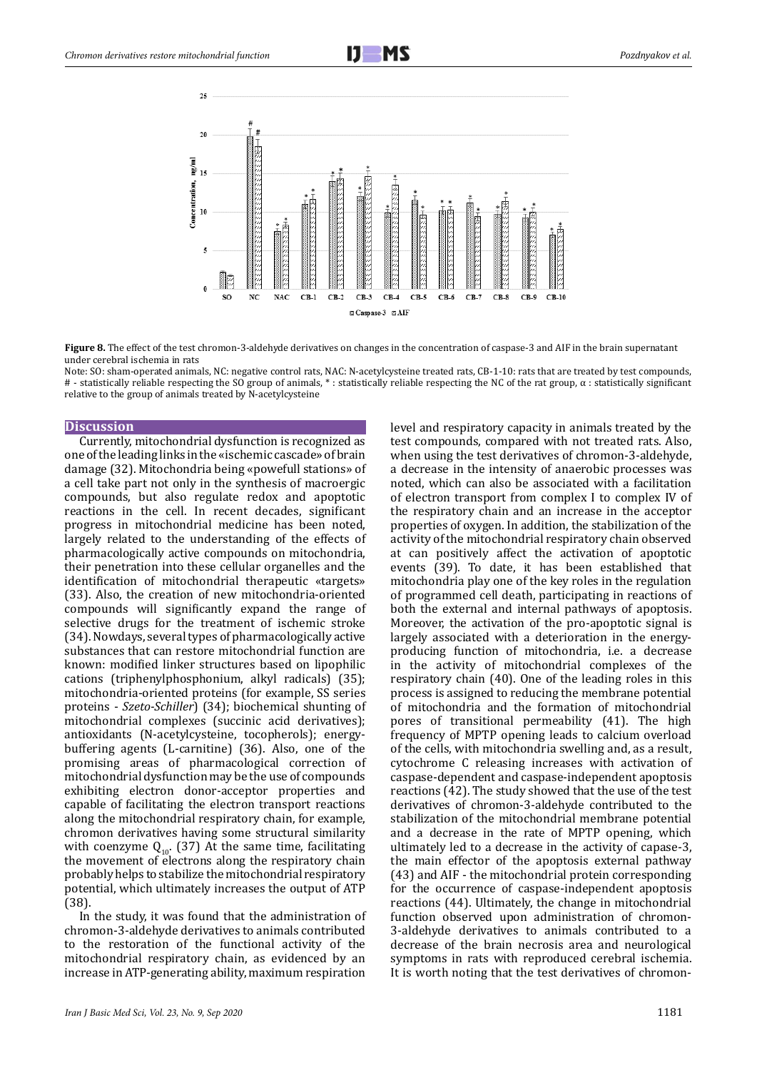**Figure 8.** The effect of the test chromon-3-aldehyde derivatives on changes in the concentration of caspase-3 and AIF in the brain supernatant under cerebral ischemia in rats

Note: SO: sham-operated animals, NC: negative control rats, NAC: N-acetylcysteine treated rats, CB-1-10: rats that are treated by test compounds, # - statistically reliable respecting the SO group of animals, * : statistically reliable respecting the NC of the rat group, α : statistically significant relative to the group of animals treated by N-acetylcysteine

## Discussion

Currently, mitochondrial dysfunction is recognized as one of the leading links in the «ischemic cascade» of brain damage (32). Mitochondria being «powefull stations» of a cell take part not only in the synthesis of macroergic compounds, but also regulate redox and apoptotic reactions in the cell. In recent decades, significant progress in mitochondrial medicine has been noted, largely related to the understanding of the effects of pharmacologically active compounds on mitochondria, their penetration into these cellular organelles and the identification of mitochondrial therapeutic «targets» (33). Also, the creation of new mitochondria-oriented compounds will significantly expand the range of selective drugs for the treatment of ischemic stroke (34). Nowdays, several types of pharmacologically active substances that can restore mitochondrial function are known: modified linker structures based on lipophilic cations (triphenylphosphonium, alkyl radicals) (35); mitochondria-oriented proteins (for example, SS series proteins - *Szeto-Schiller*) (34); biochemical shunting of mitochondrial complexes (succinic acid derivatives); antioxidants (N-acetylcysteine, tocopherols); energy-buffering agents (L-carnitine) (36). Also, one of the promising areas of pharmacological correction of mitochondrial dysfunction may be the use of compounds exhibiting electron donor-acceptor properties and capable of facilitating the electron transport reactions along the mitochondrial respiratory chain, for example, chromon derivatives having some structural similarity with coenzyme $Q_{10}$. (37) At the same time, facilitating the movement of electrons along the respiratory chain probably helps to stabilize the mitochondrial respiratory potential, which ultimately increases the output of ATP (38).

In the study, it was found that the administration of chromon-3-aldehyde derivatives to animals contributed to the restoration of the functional activity of the mitochondrial respiratory chain, as evidenced by an increase in ATP-generating ability, maximum respiration level and respiratory capacity in animals treated by the test compounds, compared with not treated rats. Also, when using the test derivatives of chromon-3-aldehyde, a decrease in the intensity of anaerobic processes was noted, which can also be associated with a facilitation of electron transport from complex I to complex IV of the respiratory chain and an increase in the acceptor properties of oxygen. In addition, the stabilization of the activity of the mitochondrial respiratory chain observed at can positively affect the activation of apoptotic events (39). To date, it has been established that mitochondria play one of the key roles in the regulation of programmed cell death, participating in reactions of both the external and internal pathways of apoptosis. Moreover, the activation of the pro-apoptotic signal is largely associated with a deterioration in the energy-producing function of mitochondria, i.e. a decrease in the activity of mitochondrial complexes of the respiratory chain (40). One of the leading roles in this process is assigned to reducing the membrane potential of mitochondria and the formation of mitochondrial pores of transitional permeability (41). The high frequency of MPTP opening leads to calcium overload of the cells, with mitochondria swelling and, as a result, cytochrome C releasing increases with activation of caspase-dependent and caspase-independent apoptosis reactions (42). The study showed that the use of the test derivatives of chromon-3-aldehyde contributed to the stabilization of the mitochondrial membrane potential and a decrease in the rate of MPTP opening, which ultimately led to a decrease in the activity of capase-3, the main effector of the apoptosis external pathway (43) and AIF - the mitochondrial protein corresponding for the occurrence of caspase-independent apoptosis reactions (44). Ultimately, the change in mitochondrial function observed upon administration of chromon-3-aldehyde derivatives to animals contributed to a decrease of the brain necrosis area and neurological symptoms in rats with reproduced cerebral ischemia. It is worth noting that the test derivatives of chromon-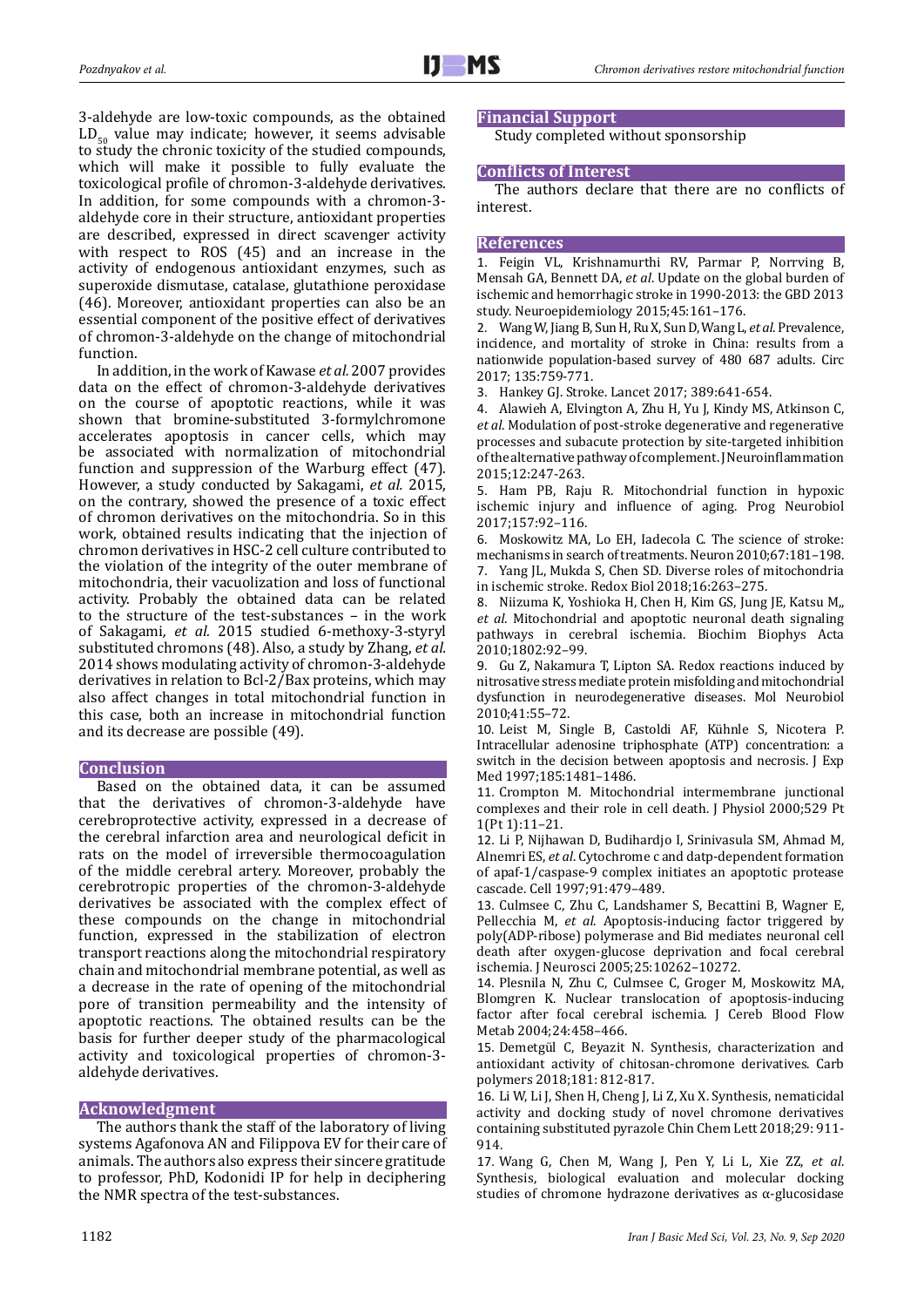3-aldehyde are low-toxic compounds, as the obtained $LD_{50}$ value may indicate; however, it seems advisable to study the chronic toxicity of the studied compounds, which will make it possible to fully evaluate the toxicological profile of chromon-3-aldehyde derivatives. In addition, for some compounds with a chromon-3-aldehyde core in their structure, antioxidant properties are described, expressed in direct scavenger activity with respect to ROS (45) and an increase in the activity of endogenous antioxidant enzymes, such as superoxide dismutase, catalase, glutathione peroxidase (46). Moreover, antioxidant properties can also be an essential component of the positive effect of derivatives of chromon-3-aldehyde on the change of mitochondrial function.

In addition, in the work of Kawase *et al.* 2007 provides data on the effect of chromon-3-aldehyde derivatives on the course of apoptotic reactions, while it was shown that bromine-substituted 3-formylchromone accelerates apoptosis in cancer cells, which may be associated with normalization of mitochondrial function and suppression of the Warburg effect (47). However, a study conducted by Sakagami, *et al.* 2015, on the contrary, showed the presence of a toxic effect of chromon derivatives on the mitochondria. So in this work, obtained results indicating that the injection of chromon derivatives in HSC-2 cell culture contributed to the violation of the integrity of the outer membrane of mitochondria, their vacuolization and loss of functional activity. Probably the obtained data can be related to the structure of the test-substances – in the work of Sakagami, *et al.* 2015 studied 6-methoxy-3-styryl substituted chromons (48). Also, a study by Zhang, *et al.* 2014 shows modulating activity of chromon-3-aldehyde derivatives in relation to Bcl-2/Bax proteins, which may also affect changes in total mitochondrial function in this case, both an increase in mitochondrial function and its decrease are possible (49).

## Conclusion

Based on the obtained data, it can be assumed that the derivatives of chromon-3-aldehyde have cerebroprotective activity, expressed in a decrease of the cerebral infarction area and neurological deficit in rats on the model of irreversible thermocoagulation of the middle cerebral artery. Moreover, probably the cerebrotropic properties of the chromon-3-aldehyde derivatives be associated with the complex effect of these compounds on the change in mitochondrial function, expressed in the stabilization of electron transport reactions along the mitochondrial respiratory chain and mitochondrial membrane potential, as well as a decrease in the rate of opening of the mitochondrial pore of transition permeability and the intensity of apoptotic reactions. The obtained results can be the basis for further deeper study of the pharmacological activity and toxicological properties of chromon-3-aldehyde derivatives.

## Acknowledgment

The authors thank the staff of the laboratory of living systems Agafonova AN and Filippova EV for their care of animals. The authors also express their sincere gratitude to professor, PhD, Kodonidi IP for help in deciphering the NMR spectra of the test-substances.

## Financial Support

Study completed without sponsorship

## Conflicts of Interest

The authors declare that there are no conflicts of interest.

## References

1. Feigin VL, Krishnamurthi RV, Parmar P, Norrving B, Mensah GA, Bennett DA, *et al*. Update on the global burden of ischemic and hemorrhagic stroke in 1990-2013: the GBD 2013 study. Neuroepidemiology 2015;45:161–176.
2. Wang W, Jiang B, Sun H, Ru X, Sun D, Wang L, *et al.* Prevalence, incidence, and mortality of stroke in China: results from a nationwide population-based survey of 480 687 adults. Circ 2017; 135:759-771.
3. Hankey GJ. Stroke. Lancet 2017; 389:641-654.
4. Alawieh A, Elvington A, Zhu H, Yu J, Kindy MS, Atkinson C, *et al.* Modulation of post-stroke degenerative and regenerative processes and subacute protection by site-targeted inhibition of the alternative pathway of complement. J Neuroinflammation 2015;12:247-263.
5. Ham PB, Raju R. Mitochondrial function in hypoxic ischemic injury and influence of aging. Prog Neurobiol 2017;157:92–116.
6. Moskowitz MA, Lo EH, Iadecola C. The science of stroke: mechanisms in search of treatments. Neuron 2010;67:181–198.
7. Yang JL, Mukda S, Chen SD. Diverse roles of mitochondria in ischemic stroke. Redox Biol 2018;16:263–275.
8. Niizuma K, Yoshioka H, Chen H, Kim GS, Jung JE, Katsu M,, *et al.* Mitochondrial and apoptotic neuronal death signaling pathways in cerebral ischemia. Biochim Biophys Acta 2010;1802:92–99.
9. Gu Z, Nakamura T, Lipton SA. Redox reactions induced by nitrosative stress mediate protein misfolding and mitochondrial dysfunction in neurodegenerative diseases. Mol Neurobiol 2010;41:55–72.
10. Leist M, Single B, Castoldi AF, Kühnle S, Nicotera P. Intracellular adenosine triphosphate (ATP) concentration: a switch in the decision between apoptosis and necrosis. J Exp Med 1997;185:1481–1486.
11. Crompton M. Mitochondrial intermembrane junctional complexes and their role in cell death. J Physiol 2000;529 Pt 1(Pt 1):11–21.
12. Li P, Nijhawan D, Budihardjo I, Srinivasula SM, Ahmad M, Alnemri ES, *et al*. Cytochrome c and datp-dependent formation of apaf-1/caspase-9 complex initiates an apoptotic protease cascade. Cell 1997;91:479–489.
13. Culmsee C, Zhu C, Landshamer S, Becattini B, Wagner E, Pellecchia M, *et al.* Apoptosis-inducing factor triggered by poly(ADP-ribose) polymerase and Bid mediates neuronal cell death after oxygen-glucose deprivation and focal cerebral ischemia. J Neurosci 2005;25:10262–10272.
14. Plesnila N, Zhu C, Culmsee C, Groger M, Moskowitz MA, Blomgren K. Nuclear translocation of apoptosis-inducing factor after focal cerebral ischemia. J Cereb Blood Flow Metab 2004;24:458–466.
15. Demetgül C, Beyazit N. Synthesis, characterization and antioxidant activity of chitosan-chromone derivatives. Carb polymers 2018;181: 812-817.
16. Li W, Li J, Shen H, Cheng J, Li Z, Xu X. Synthesis, nematicidal activity and docking study of novel chromone derivatives containing substituted pyrazole Chin Chem Lett 2018;29: 911-914.
17. Wang G, Chen M, Wang J, Pen Y, Li L, Xie ZZ, *et al*. Synthesis, biological evaluation and molecular docking studies of chromone hydrazone derivatives as α-glucosidase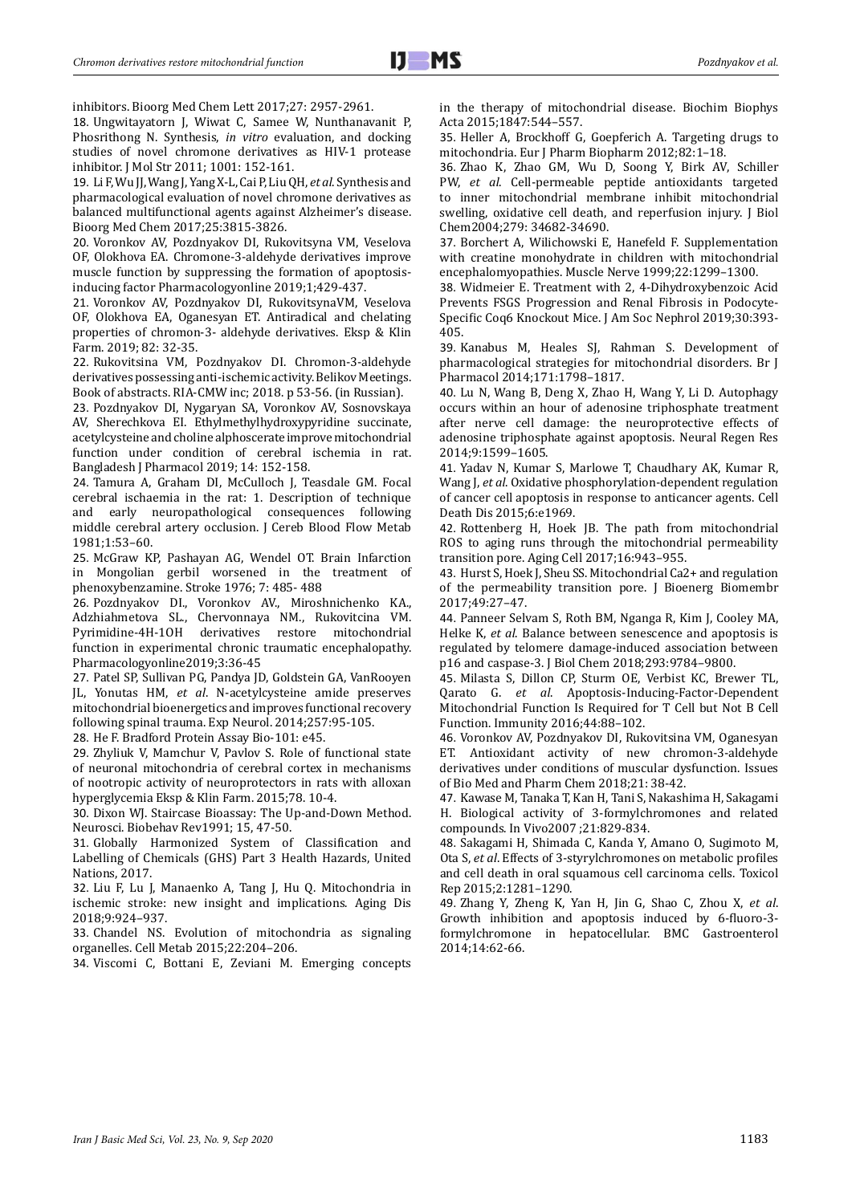inhibitors. Bioorg Med Chem Lett 2017;27: 2957-2961.

18. Ungwitayatorn J, Wiwat C, Samee W, Nunthanavanit P, Phosrithong N. Synthesis, *in vitro* evaluation, and docking studies of novel chromone derivatives as HIV-1 protease inhibitor. J Mol Str 2011; 1001: 152-161.

19. Li F, Wu JJ, Wang J, Yang X-L, Cai P, Liu QH, *et al*. Synthesis and pharmacological evaluation of novel chromone derivatives as balanced multifunctional agents against Alzheimer's disease. Bioorg Med Chem 2017;25:3815-3826.

20. Voronkov AV, Pozdnyakov DI, Rukovitsyna VM, Veselova OF, Olokhova EA. Chromone-3-aldehyde derivatives improve muscle function by suppressing the formation of apoptosis-inducing factor Pharmacologyonline 2019;1;429-437.

21. Voronkov AV, Pozdnyakov DI, RukovitsynaVM, Veselova OF, Olokhova EA, Oganesyan ET. Antiradical and chelating properties of chromon-3- aldehyde derivatives. Eksp & Klin Farm. 2019; 82: 32-35.

22. Rukovitsina VM, Pozdnyakov DI. Chromon-3-aldehyde derivatives possessing anti-ischemic activity. Belikov Meetings. Book of abstracts. RIA-CMW inc; 2018. p 53-56. (in Russian).

23. Pozdnyakov DI, Nygaryan SA, Voronkov AV, Sosnovskaya AV, Sherechkova EI. Ethylmethylhydroxypyridine succinate, acetylcysteine and choline alphoscerate improve mitochondrial function under condition of cerebral ischemia in rat. Bangladesh J Pharmacol 2019; 14: 152-158.

24. Tamura A, Graham DI, McCulloch J, Teasdale GM. Focal cerebral ischaemia in the rat: 1. Description of technique and early neuropathological consequences following middle cerebral artery occlusion. J Cereb Blood Flow Metab 1981;1:53–60.

25. McGraw KP, Pashayan AG, Wendel OT. Brain Infarction in Mongolian gerbil worsened in the treatment of phenoxybenzamine. Stroke 1976; 7: 485- 488

26. Pozdnyakov DI., Voronkov AV., Miroshnichenko KA., Adzhiahmetova SL., Chervonnaya NM., Rukovitcina VM. Pyrimidine-4H-1OH derivatives restore mitochondrial function in experimental chronic traumatic encephalopathy. Pharmacologyonline2019;3:36-45

27. Patel SP, Sullivan PG, Pandya JD, Goldstein GA, VanRooyen JL, Yonutas HM, *et al*. N-acetylcysteine amide preserves mitochondrial bioenergetics and improves functional recovery following spinal trauma. Exp Neurol. 2014;257:95-105.

28. He F. Bradford Protein Assay Bio-101: e45.

29. Zhyliuk V, Mamchur V, Pavlov S. Role of functional state of neuronal mitochondria of cerebral cortex in mechanisms of nootropic activity of neuroprotectors in rats with alloxan hyperglycemia Eksp & Klin Farm. 2015;78. 10-4.

30. Dixon WJ. Staircase Bioassay: The Up-and-Down Method. Neurosci. Biobehav Rev1991; 15, 47-50.

31. Globally Harmonized System of Classification and Labelling of Chemicals (GHS) Part 3 Health Hazards, United Nations, 2017.

32. Liu F, Lu J, Manaenko A, Tang J, Hu Q. Mitochondria in ischemic stroke: new insight and implications. Aging Dis 2018;9:924–937.

33. Chandel NS. Evolution of mitochondria as signaling organelles. Cell Metab 2015;22:204–206.

34. Viscomi C, Bottani E, Zeviani M. Emerging concepts in the therapy of mitochondrial disease. Biochim Biophys Acta 2015;1847:544–557.

35. Heller A, Brockhoff G, Goepferich A. Targeting drugs to mitochondria. Eur J Pharm Biopharm 2012;82:1–18.

36. Zhao K, Zhao GM, Wu D, Soong Y, Birk AV, Schiller PW, *et al*. Cell-permeable peptide antioxidants targeted to inner mitochondrial membrane inhibit mitochondrial swelling, oxidative cell death, and reperfusion injury. J Biol Chem2004;279: 34682-34690.

37. Borchert A, Wilichowski E, Hanefeld F. Supplementation with creatine monohydrate in children with mitochondrial encephalomyopathies. Muscle Nerve 1999;22:1299–1300.

38. Widmeier E. Treatment with 2, 4-Dihydroxybenzoic Acid Prevents FSGS Progression and Renal Fibrosis in Podocyte-Specific Coq6 Knockout Mice. J Am Soc Nephrol 2019;30:393-405.

39. Kanabus M, Heales SJ, Rahman S. Development of pharmacological strategies for mitochondrial disorders. Br J Pharmacol 2014;171:1798–1817.

40. Lu N, Wang B, Deng X, Zhao H, Wang Y, Li D. Autophagy occurs within an hour of adenosine triphosphate treatment after nerve cell damage: the neuroprotective effects of adenosine triphosphate against apoptosis. Neural Regen Res 2014;9:1599–1605.

41. Yadav N, Kumar S, Marlowe T, Chaudhary AK, Kumar R, Wang J, *et al*. Oxidative phosphorylation-dependent regulation of cancer cell apoptosis in response to anticancer agents. Cell Death Dis 2015;6:e1969.

42. Rottenberg H, Hoek JB. The path from mitochondrial ROS to aging runs through the mitochondrial permeability transition pore. Aging Cell 2017;16:943–955.

43. Hurst S, Hoek J, Sheu SS. Mitochondrial Ca2+ and regulation of the permeability transition pore. J Bioenerg Biomembr 2017;49:27–47.

44. Panneer Selvam S, Roth BM, Nganga R, Kim J, Cooley MA, Helke K, *et al*. Balance between senescence and apoptosis is regulated by telomere damage-induced association between p16 and caspase-3. J Biol Chem 2018;293:9784–9800.

45. Milasta S, Dillon CP, Sturm OE, Verbist KC, Brewer TL, Qarato G. *et al*. Apoptosis-Inducing-Factor-Dependent Mitochondrial Function Is Required for T Cell but Not B Cell Function. Immunity 2016;44:88–102.

46. Voronkov AV, Pozdnyakov DI, Rukovitsina VM, Oganesyan ET. Antioxidant activity of new chromon-3-aldehyde derivatives under conditions of muscular dysfunction. Issues of Bio Med and Pharm Chem 2018;21: 38-42.

47. Kawase M, Tanaka T, Kan H, Tani S, Nakashima H, Sakagami H. Biological activity of 3-formylchromones and related compounds. In Vivo2007 ;21:829-834.

48. Sakagami H, Shimada C, Kanda Y, Amano O, Sugimoto M, Ota S, *et al*. Effects of 3-styrylchromones on metabolic profiles and cell death in oral squamous cell carcinoma cells. Toxicol Rep 2015;2:1281–1290.

49. Zhang Y, Zheng K, Yan H, Jin G, Shao C, Zhou X, *et al*. Growth inhibition and apoptosis induced by 6-fluoro-3-formylchromone in hepatocellular. BMC Gastroenterol 2014;14:62-66.